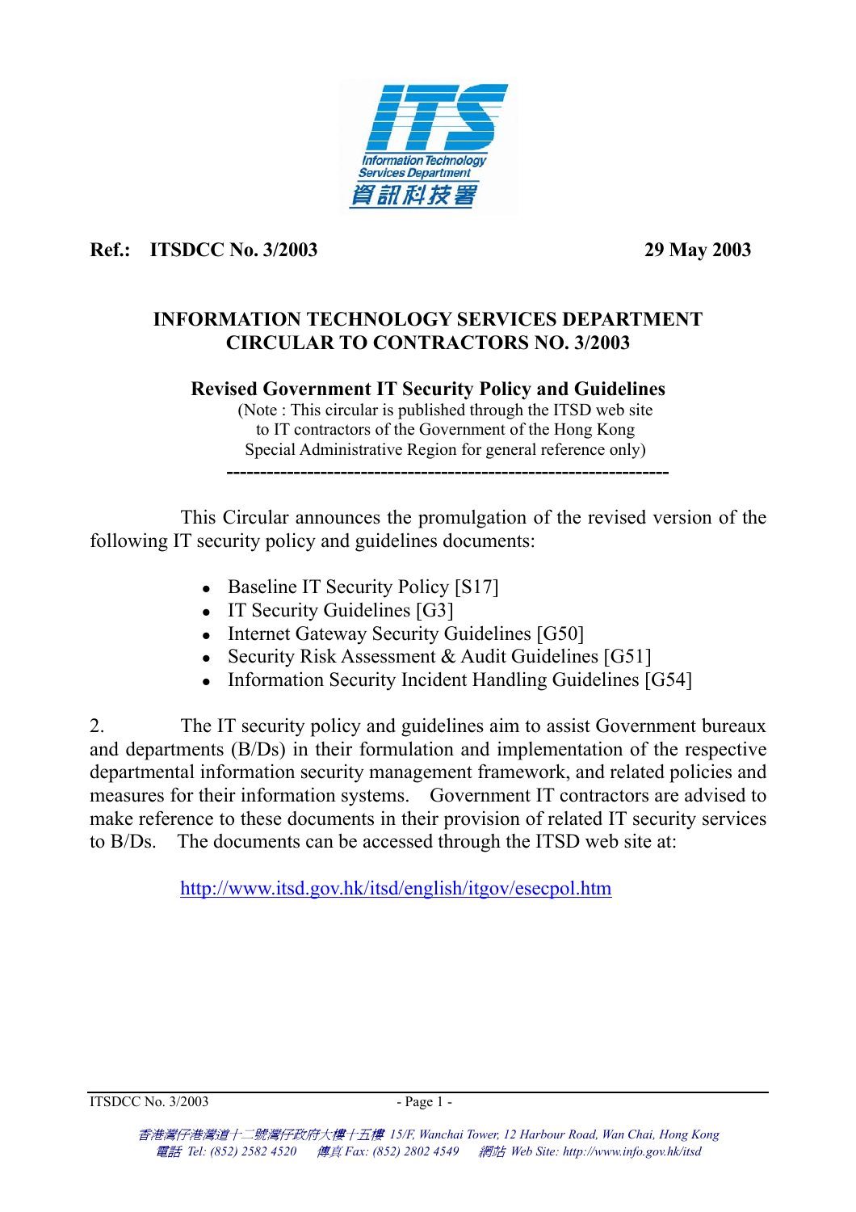**Ref.: ITSDCC No. 3/2003** **29 May 2003**

# INFORMATION TECHNOLOGY SERVICES DEPARTMENT CIRCULAR TO CONTRACTORS NO. 3/2003

## Revised Government IT Security Policy and Guidelines

(Note : This circular is published through the ITSD web site to IT contractors of the Government of the Hong Kong Special Administrative Region for general reference only)

---

This Circular announces the promulgation of the revised version of the following IT security policy and guidelines documents:

- Baseline IT Security Policy [S17]
- IT Security Guidelines [G3]
- Internet Gateway Security Guidelines [G50]
- Security Risk Assessment & Audit Guidelines [G51]
- Information Security Incident Handling Guidelines [G54]

2. The IT security policy and guidelines aim to assist Government bureaux and departments (B/Ds) in their formulation and implementation of the respective departmental information security management framework, and related policies and measures for their information systems. Government IT contractors are advised to make reference to these documents in their provision of related IT security services to B/Ds. The documents can be accessed through the ITSD web site at:

http://www.itsd.gov.hk/itsd/english/itgov/esecpol.htm

*香港灣仔港灣道十二號灣仔政府大樓十五樓 15/F, Wanchai Tower, 12 Harbour Road, Wan Chai, Hong Kong*
*電話 Tel: (852) 2582 4520 傳真 Fax: (852) 2802 4549 網站 Web Site: http://www.info.gov.hk/itsd*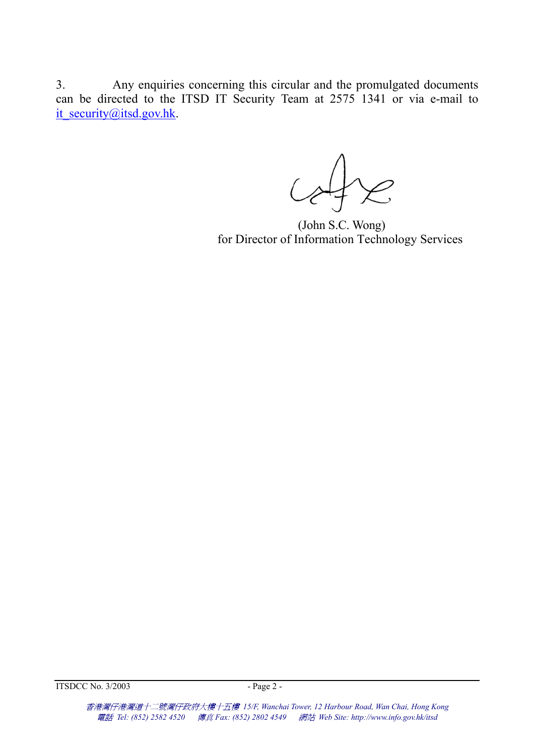3. Any enquiries concerning this circular and the promulgated documents can be directed to the ITSD IT Security Team at 2575 1341 or via e-mail to it_security@itsd.gov.hk.

(John S.C. Wong)
for Director of Information Technology Services